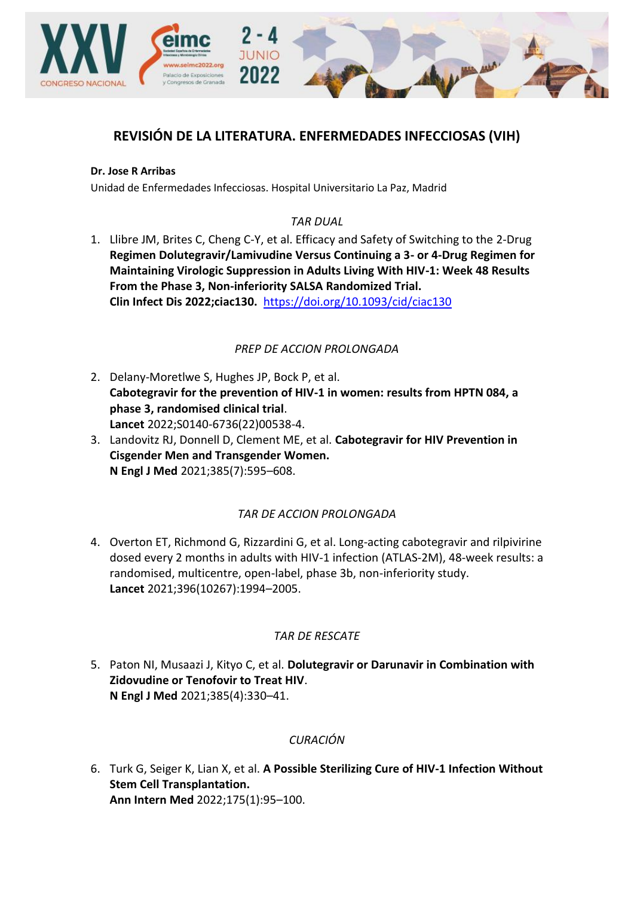# REVISIÓN DE LA LITERATURA. ENFERMEDADES INFECCIOSAS (VIH)

**Dr. Jose R Arribas**

Unidad de Enfermedades Infecciosas. Hospital Universitario La Paz, Madrid

*TAR DUAL*

1. Llibre JM, Brites C, Cheng C-Y, et al. Efficacy and Safety of Switching to the 2-Drug **Regimen Dolutegravir/Lamivudine Versus Continuing a 3- or 4-Drug Regimen for Maintaining Virologic Suppression in Adults Living With HIV-1: Week 48 Results From the Phase 3, Non-inferiority SALSA Randomized Trial.**
**Clin Infect Dis 2022;ciac130.** https://doi.org/10.1093/cid/ciac130

*PREP DE ACCION PROLONGADA*

2. Delany-Moretlwe S, Hughes JP, Bock P, et al.
**Cabotegravir for the prevention of HIV-1 in women: results from HPTN 084, a phase 3, randomised clinical trial**.
**Lancet** 2022;S0140-6736(22)00538-4.
3. Landovitz RJ, Donnell D, Clement ME, et al. **Cabotegravir for HIV Prevention in Cisgender Men and Transgender Women.**
**N Engl J Med** 2021;385(7):595–608.

*TAR DE ACCION PROLONGADA*

4. Overton ET, Richmond G, Rizzardini G, et al. Long-acting cabotegravir and rilpivirine dosed every 2 months in adults with HIV-1 infection (ATLAS-2M), 48-week results: a randomised, multicentre, open-label, phase 3b, non-inferiority study.
**Lancet** 2021;396(10267):1994–2005.

*TAR DE RESCATE*

5. Paton NI, Musaazi J, Kityo C, et al. **Dolutegravir or Darunavir in Combination with Zidovudine or Tenofovir to Treat HIV**.
**N Engl J Med** 2021;385(4):330–41.

*CURACIÓN*

6. Turk G, Seiger K, Lian X, et al. **A Possible Sterilizing Cure of HIV-1 Infection Without Stem Cell Transplantation.**
**Ann Intern Med** 2022;175(1):95–100.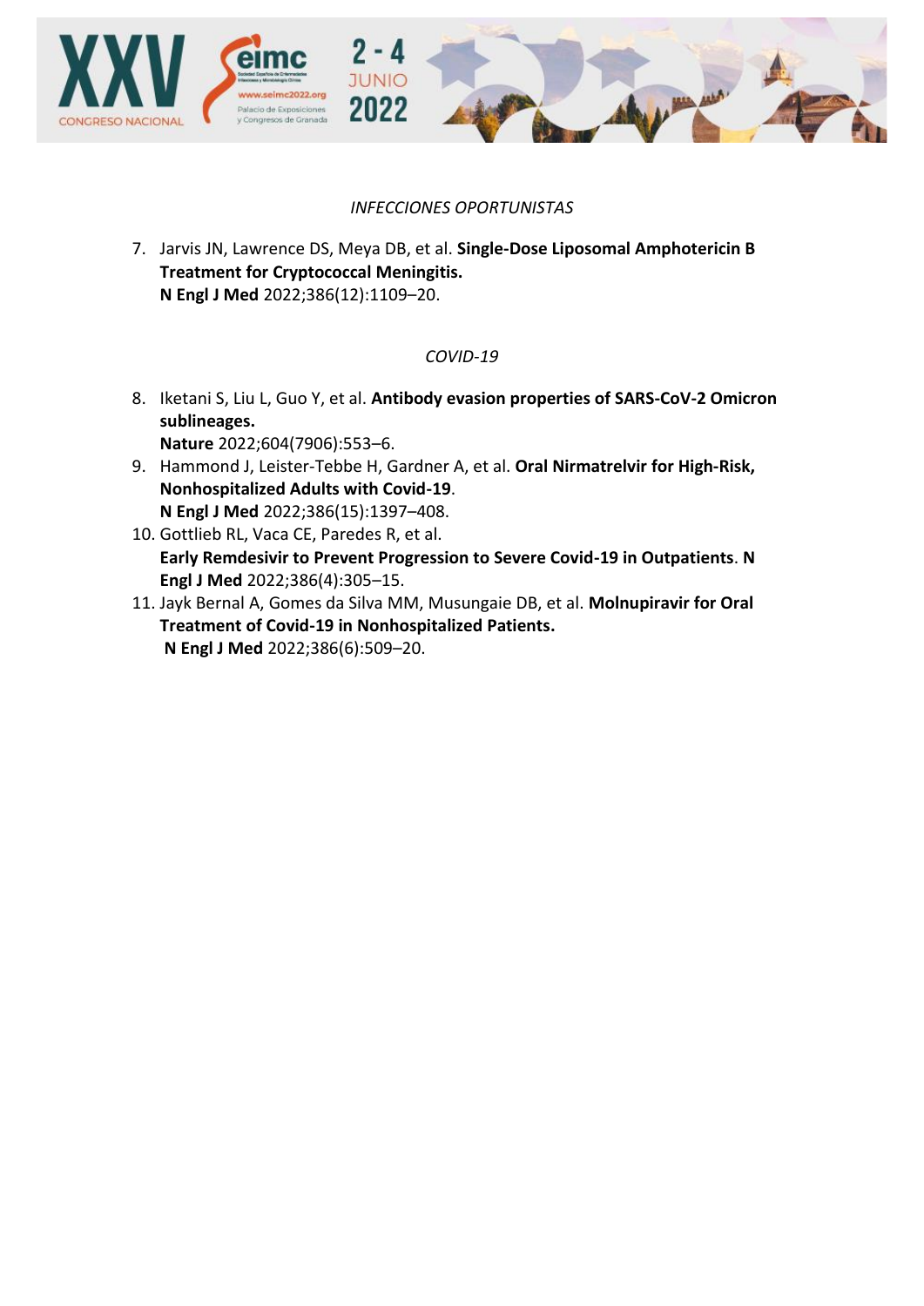*INFECCIONES OPORTUNISTAS*

7. Jarvis JN, Lawrence DS, Meya DB, et al. **Single-Dose Liposomal Amphotericin B Treatment for Cryptococcal Meningitis.** **N Engl J Med** 2022;386(12):1109–20.

*COVID-19*

8. Iketani S, Liu L, Guo Y, et al. **Antibody evasion properties of SARS-CoV-2 Omicron sublineages.** **Nature** 2022;604(7906):553–6.
9. Hammond J, Leister-Tebbe H, Gardner A, et al. **Oral Nirmatrelvir for High-Risk, Nonhospitalized Adults with Covid-19**. **N Engl J Med** 2022;386(15):1397–408.
10. Gottlieb RL, Vaca CE, Paredes R, et al. **Early Remdesivir to Prevent Progression to Severe Covid-19 in Outpatients**. **N Engl J Med** 2022;386(4):305–15.
11. Jayk Bernal A, Gomes da Silva MM, Musungaie DB, et al. **Molnupiravir for Oral Treatment of Covid-19 in Nonhospitalized Patients.** **N Engl J Med** 2022;386(6):509–20.